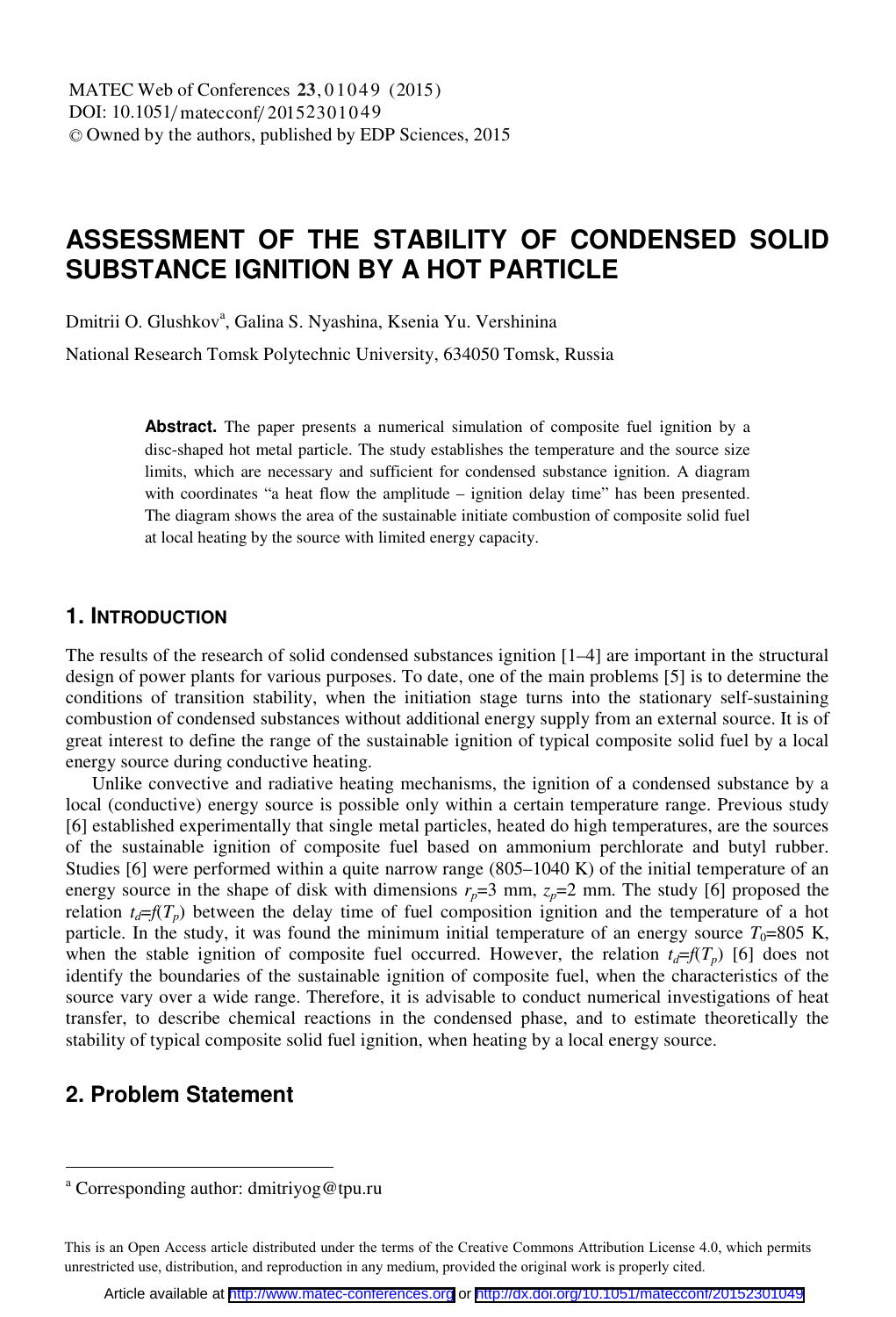# ASSESSMENT OF THE STABILITY OF CONDENSED SOLID SUBSTANCE IGNITION BY A HOT PARTICLE

Dmitrii O. Glushkov[a], Galina S. Nyashina, Ksenia Yu. Vershinina

National Research Tomsk Polytechnic University, 634050 Tomsk, Russia

**Abstract.** The paper presents a numerical simulation of composite fuel ignition by a disc-shaped hot metal particle. The study establishes the temperature and the source size limits, which are necessary and sufficient for condensed substance ignition. A diagram with coordinates "a heat flow the amplitude – ignition delay time" has been presented. The diagram shows the area of the sustainable initiate combustion of composite solid fuel at local heating by the source with limited energy capacity.

## 1. INTRODUCTION

The results of the research of solid condensed substances ignition [1–4] are important in the structural design of power plants for various purposes. To date, one of the main problems [5] is to determine the conditions of transition stability, when the initiation stage turns into the stationary self-sustaining combustion of condensed substances without additional energy supply from an external source. It is of great interest to define the range of the sustainable ignition of typical composite solid fuel by a local energy source during conductive heating.

Unlike convective and radiative heating mechanisms, the ignition of a condensed substance by a local (conductive) energy source is possible only within a certain temperature range. Previous study [6] established experimentally that single metal particles, heated do high temperatures, are the sources of the sustainable ignition of composite fuel based on ammonium perchlorate and butyl rubber. Studies [6] were performed within a quite narrow range (805–1040 K) of the initial temperature of an energy source in the shape of disk with dimensions $r_p$=3 mm, $z_p$=2 mm. The study [6] proposed the relation $t_d$=$f(T_p)$ between the delay time of fuel composition ignition and the temperature of a hot particle. In the study, it was found the minimum initial temperature of an energy source $T_0$=805 K, when the stable ignition of composite fuel occurred. However, the relation $t_d$=$f(T_p)$ [6] does not identify the boundaries of the sustainable ignition of composite fuel, when the characteristics of the source vary over a wide range. Therefore, it is advisable to conduct numerical investigations of heat transfer, to describe chemical reactions in the condensed phase, and to estimate theoretically the stability of typical composite solid fuel ignition, when heating by a local energy source.

## 2. Problem Statement

[a] Corresponding author: dmitriyog@tpu.ru

This is an Open Access article distributed under the terms of the Creative Commons Attribution License 4.0, which permits unrestricted use, distribution, and reproduction in any medium, provided the original work is properly cited.

Article available at http://www.matec-conferences.org or http://dx.doi.org/10.1051/matecconf/20152301049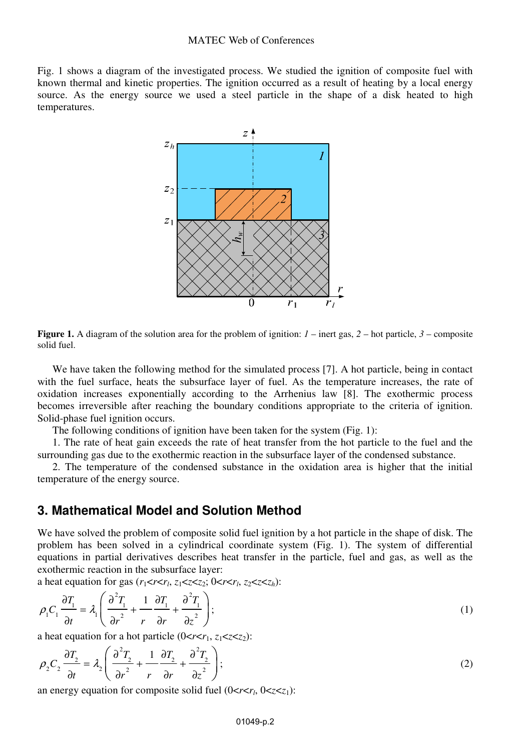Fig. 1 shows a diagram of the investigated process. We studied the ignition of composite fuel with known thermal and kinetic properties. The ignition occurred as a result of heating by a local energy source. As the energy source we used a steel particle in the shape of a disk heated to high temperatures.

**Figure 1.** A diagram of the solution area for the problem of ignition: *1* – inert gas, *2* – hot particle, *3* – composite solid fuel.

We have taken the following method for the simulated process [7]. A hot particle, being in contact with the fuel surface, heats the subsurface layer of fuel. As the temperature increases, the rate of oxidation increases exponentially according to the Arrhenius law [8]. The exothermic process becomes irreversible after reaching the boundary conditions appropriate to the criteria of ignition. Solid-phase fuel ignition occurs.

The following conditions of ignition have been taken for the system (Fig. 1):

1. The rate of heat gain exceeds the rate of heat transfer from the hot particle to the fuel and the surrounding gas due to the exothermic reaction in the subsurface layer of the condensed substance.

2. The temperature of the condensed substance in the oxidation area is higher that the initial temperature of the energy source.

## 3. Mathematical Model and Solution Method

We have solved the problem of composite solid fuel ignition by a hot particle in the shape of disk. The problem has been solved in a cylindrical coordinate system (Fig. 1). The system of differential equations in partial derivatives describes heat transfer in the particle, fuel and gas, as well as the exothermic reaction in the subsurface layer:

a heat equation for gas ($r_1<r<r_l$, $z_1<z<z_2$; $0<r<r_l$, $z_2<z<z_h$):

$$\rho_1 C_1 \frac{\partial T_1}{\partial t} = \lambda_1 \left( \frac{\partial^2 T_1}{\partial r^2} + \frac{1}{r}\frac{\partial T_1}{\partial r} + \frac{\partial^2 T_1}{\partial z^2} \right); \tag{1}$$

a heat equation for a hot particle ($0<r<r_1$, $z_1<z<z_2$):

$$\rho_2 C_2 \frac{\partial T_2}{\partial t} = \lambda_2 \left( \frac{\partial^2 T_2}{\partial r^2} + \frac{1}{r}\frac{\partial T_2}{\partial r} + \frac{\partial^2 T_2}{\partial z^2} \right); \tag{2}$$

an energy equation for composite solid fuel ($0<r<r_l$, $0<z<z_1$):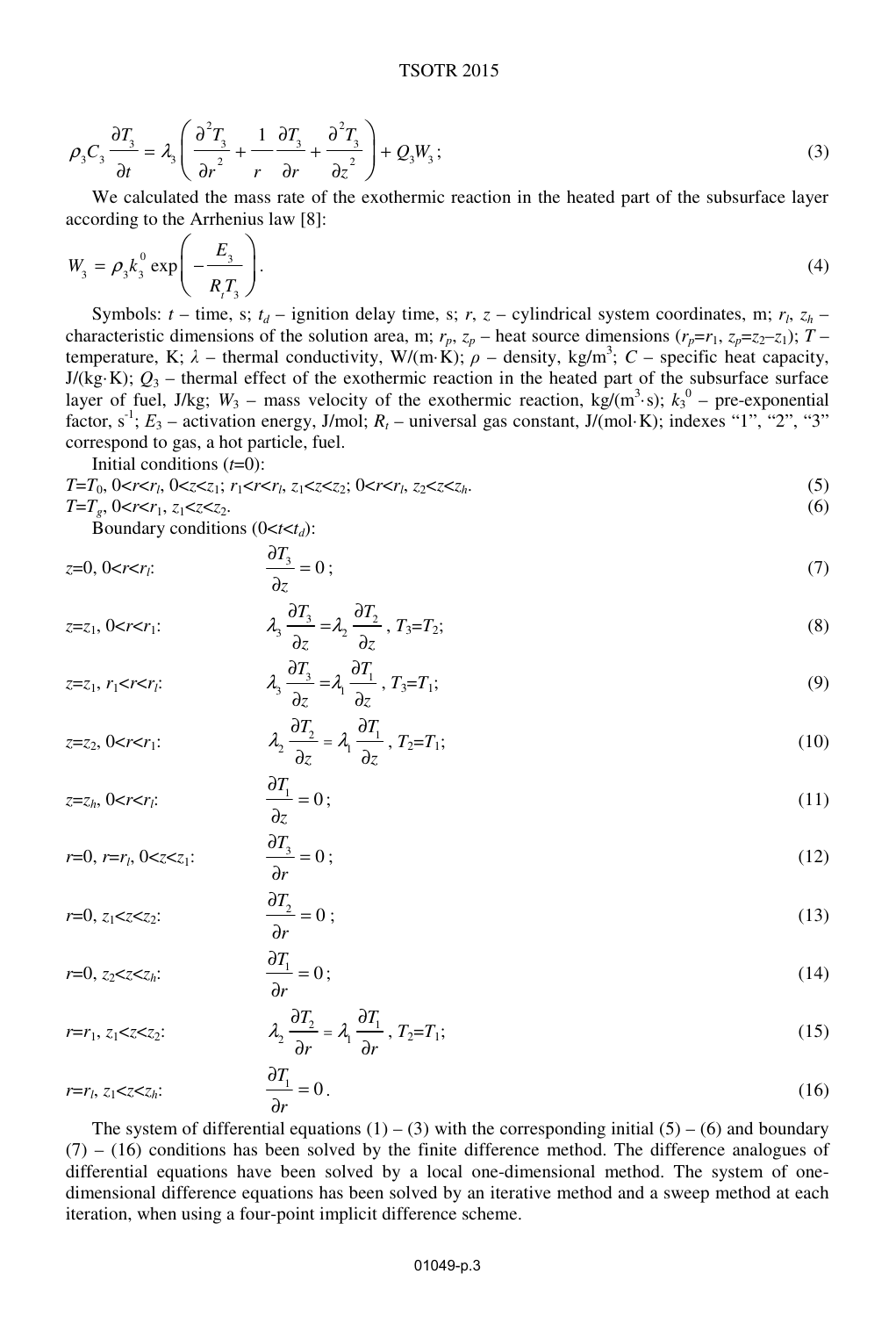$$\rho_3 C_3 \frac{\partial T_3}{\partial t} = \lambda_3 \left( \frac{\partial^2 T_3}{\partial r^2} + \frac{1}{r}\frac{\partial T_3}{\partial r} + \frac{\partial^2 T_3}{\partial z^2} \right) + Q_3 W_3 ; \tag{3}$$

We calculated the mass rate of the exothermic reaction in the heated part of the subsurface layer according to the Arrhenius law [8]:

$$W_3 = \rho_3 k_3^0 \exp\left( -\frac{E_3}{R_t T_3} \right). \tag{4}$$

Symbols: $t$ – time, s; $t_d$ – ignition delay time, s; $r$, $z$ – cylindrical system coordinates, m; $r_l$, $z_h$ – characteristic dimensions of the solution area, m; $r_p$, $z_p$ – heat source dimensions ($r_p=r_1$, $z_p=z_2–z_1$); $T$ – temperature, K; $\lambda$ – thermal conductivity, W/(m·K); $\rho$ – density, kg/m$^3$; $C$ – specific heat capacity, J/(kg·K); $Q_3$ – thermal effect of the exothermic reaction in the heated part of the subsurface surface layer of fuel, J/kg; $W_3$ – mass velocity of the exothermic reaction, kg/(m$^3$·s); $k_3^0$ – pre-exponential factor, s$^{-1}$; $E_3$ – activation energy, J/mol; $R_t$ – universal gas constant, J/(mol·K); indexes "1", "2", "3" correspond to gas, a hot particle, fuel.

Initial conditions ($t$=0):

$T=T_0$, $0<r<r_l$, $0<z<z_1$; $r_1<r<r_l$, $z_1<z<z_2$; $0<r<r_l$, $z_2<z<z_h$. (5)

$T=T_g$, $0<r<r_1$, $z_1<z<z_2$. (6)

Boundary conditions ($0<t<t_d$):

$z=0$, $0<r<r_l$: $\quad \dfrac{\partial T_3}{\partial z} = 0$; (7)

$z=z_1$, $0<r<r_1$: $\quad \lambda_3 \dfrac{\partial T_3}{\partial z} = \lambda_2 \dfrac{\partial T_2}{\partial z}$, $T_3=T_2$; (8)

$z=z_1$, $r_1<r<r_l$: $\quad \lambda_3 \dfrac{\partial T_3}{\partial z} = \lambda_1 \dfrac{\partial T_1}{\partial z}$, $T_3=T_1$; (9)

$z=z_2$, $0<r<r_1$: $\quad \lambda_2 \dfrac{\partial T_2}{\partial z} = \lambda_1 \dfrac{\partial T_1}{\partial z}$, $T_2=T_1$; (10)

$z=z_h$, $0<r<r_l$: $\quad \dfrac{\partial T_1}{\partial z} = 0$; (11)

$r=0$, $r=r_l$, $0<z<z_1$: $\quad \dfrac{\partial T_3}{\partial r} = 0$; (12)

$r=0$, $z_1<z<z_2$: $\quad \dfrac{\partial T_2}{\partial r} = 0$; (13)

$r=0$, $z_2<z<z_h$: $\quad \dfrac{\partial T_1}{\partial r} = 0$; (14)

$r=r_1$, $z_1<z<z_2$: $\quad \lambda_2 \dfrac{\partial T_2}{\partial r} = \lambda_1 \dfrac{\partial T_1}{\partial r}$, $T_2=T_1$; (15)

$r=r_l$, $z_1<z<z_h$: $\quad \dfrac{\partial T_1}{\partial r} = 0$. (16)

The system of differential equations (1) – (3) with the corresponding initial (5) – (6) and boundary (7) – (16) conditions has been solved by the finite difference method. The difference analogues of differential equations have been solved by a local one-dimensional method. The system of one-dimensional difference equations has been solved by an iterative method and a sweep method at each iteration, when using a four-point implicit difference scheme.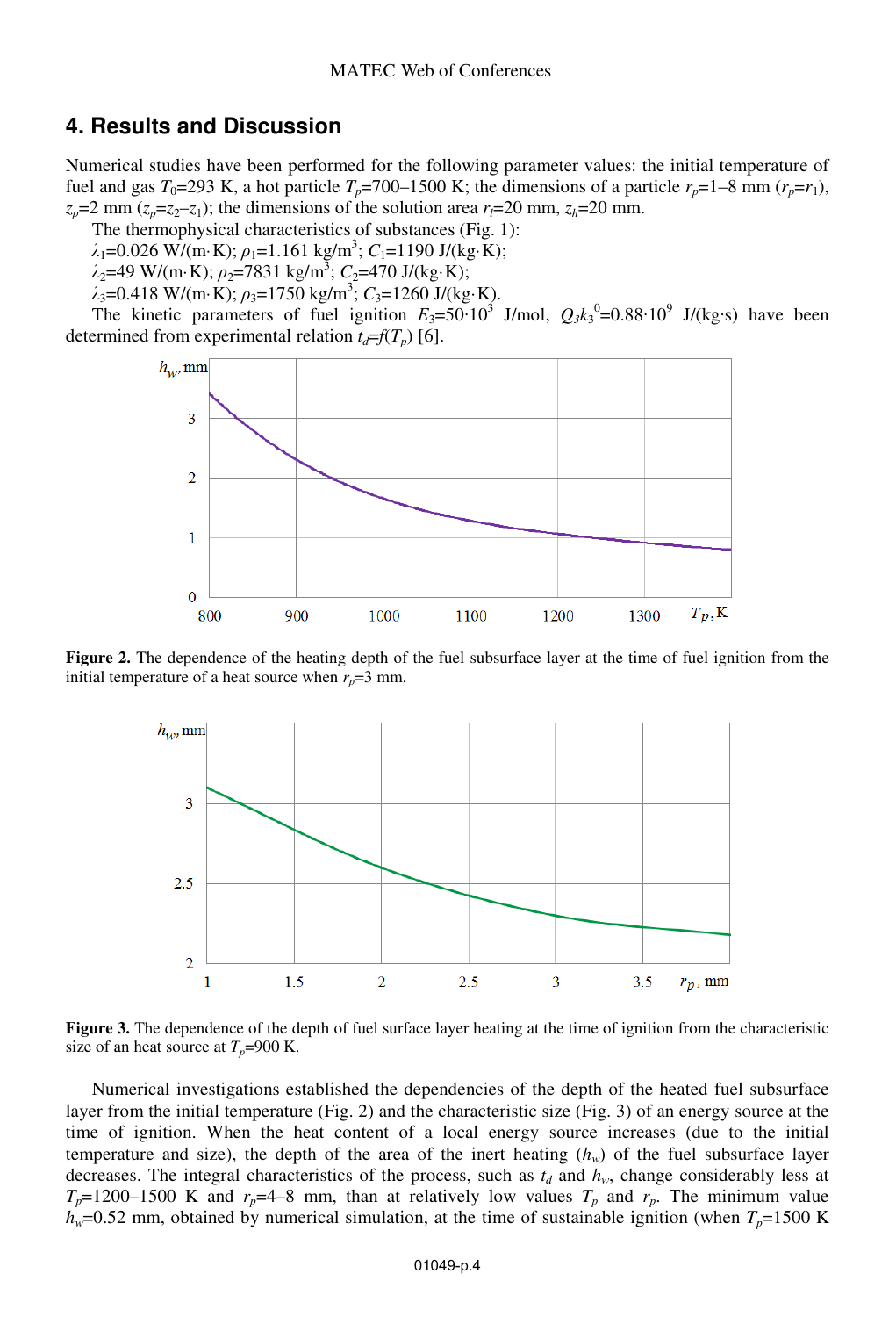## 4. Results and Discussion

Numerical studies have been performed for the following parameter values: the initial temperature of fuel and gas $T_0$=293 K, a hot particle $T_p$=700–1500 K; the dimensions of a particle $r_p$=1–8 mm ($r_p$=$r_1$), $z_p$=2 mm ($z_p$=$z_2$–$z_1$); the dimensions of the solution area $r_l$=20 mm, $z_h$=20 mm.

The thermophysical characteristics of substances (Fig. 1):

$\lambda_1$=0.026 W/(m·K); $\rho_1$=1.161 kg/m$^3$; $C_1$=1190 J/(kg·K);

$\lambda_2$=49 W/(m·K); $\rho_2$=7831 kg/m$^3$; $C_2$=470 J/(kg·K);

$\lambda_3$=0.418 W/(m·K); $\rho_3$=1750 kg/m$^3$; $C_3$=1260 J/(kg·K).

The kinetic parameters of fuel ignition $E_3$=50·10$^3$ J/mol, $Q_3k_3^0$=0.88·10$^9$ J/(kg·s) have been determined from experimental relation $t_d$=$f$($T_p$) [6].

**Figure 2.** The dependence of the heating depth of the fuel subsurface layer at the time of fuel ignition from the initial temperature of a heat source when $r_p$=3 mm.

**Figure 3.** The dependence of the depth of fuel surface layer heating at the time of ignition from the characteristic size of an heat source at $T_p$=900 K.

Numerical investigations established the dependencies of the depth of the heated fuel subsurface layer from the initial temperature (Fig. 2) and the characteristic size (Fig. 3) of an energy source at the time of ignition. When the heat content of a local energy source increases (due to the initial temperature and size), the depth of the area of the inert heating ($h_w$) of the fuel subsurface layer decreases. The integral characteristics of the process, such as $t_d$ and $h_w$, change considerably less at $T_p$=1200–1500 K and $r_p$=4–8 mm, than at relatively low values $T_p$ and $r_p$. The minimum value $h_w$=0.52 mm, obtained by numerical simulation, at the time of sustainable ignition (when $T_p$=1500 K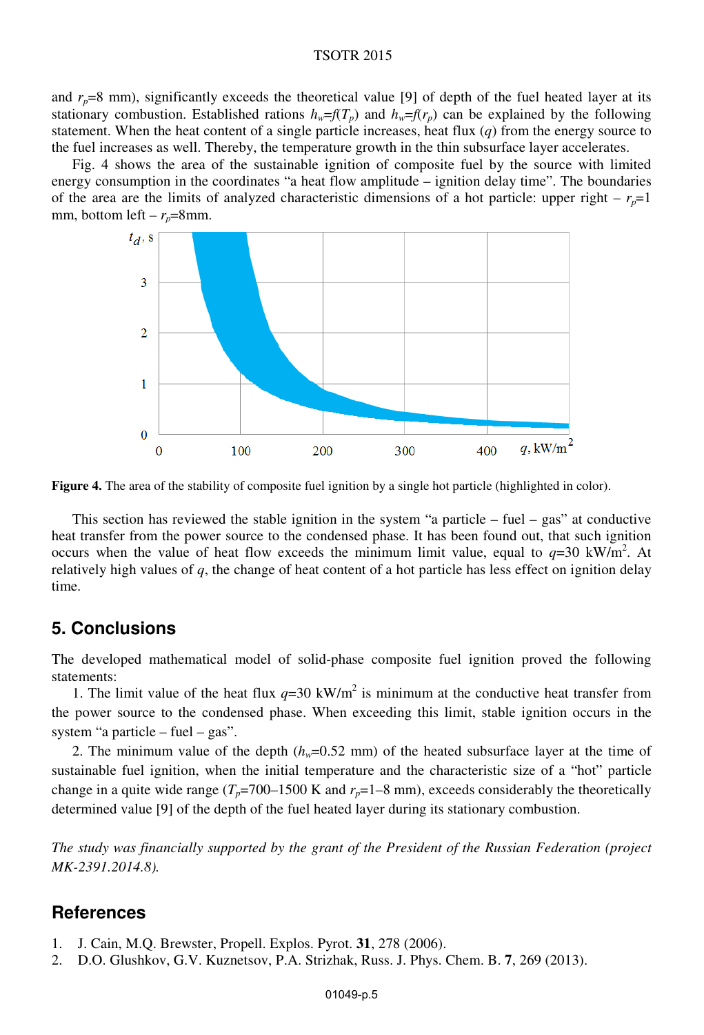and $r_p$=8 mm), significantly exceeds the theoretical value [9] of depth of the fuel heated layer at its stationary combustion. Established rations $h_w$=$f$($T_p$) and $h_w$=$f$($r_p$) can be explained by the following statement. When the heat content of a single particle increases, heat flux ($q$) from the energy source to the fuel increases as well. Thereby, the temperature growth in the thin subsurface layer accelerates.

Fig. 4 shows the area of the sustainable ignition of composite fuel by the source with limited energy consumption in the coordinates "a heat flow amplitude – ignition delay time". The boundaries of the area are the limits of analyzed characteristic dimensions of a hot particle: upper right – $r_p$=1 mm, bottom left – $r_p$=8mm.

**Figure 4.** The area of the stability of composite fuel ignition by a single hot particle (highlighted in color).

This section has reviewed the stable ignition in the system "a particle – fuel – gas" at conductive heat transfer from the power source to the condensed phase. It has been found out, that such ignition occurs when the value of heat flow exceeds the minimum limit value, equal to $q$=30 kW/m$^2$. At relatively high values of $q$, the change of heat content of a hot particle has less effect on ignition delay time.

## 5. Conclusions

The developed mathematical model of solid-phase composite fuel ignition proved the following statements:

1. The limit value of the heat flux $q$=30 kW/m$^2$ is minimum at the conductive heat transfer from the power source to the condensed phase. When exceeding this limit, stable ignition occurs in the system "a particle – fuel – gas".

2. The minimum value of the depth ($h_w$=0.52 mm) of the heated subsurface layer at the time of sustainable fuel ignition, when the initial temperature and the characteristic size of a "hot" particle change in a quite wide range ($T_p$=700–1500 K and $r_p$=1–8 mm), exceeds considerably the theoretically determined value [9] of the depth of the fuel heated layer during its stationary combustion.

*The study was financially supported by the grant of the President of the Russian Federation (project MK-2391.2014.8).*

## References

1. J. Cain, M.Q. Brewster, Propell. Explos. Pyrot. **31**, 278 (2006).
2. D.O. Glushkov, G.V. Kuznetsov, P.A. Strizhak, Russ. J. Phys. Chem. B. **7**, 269 (2013).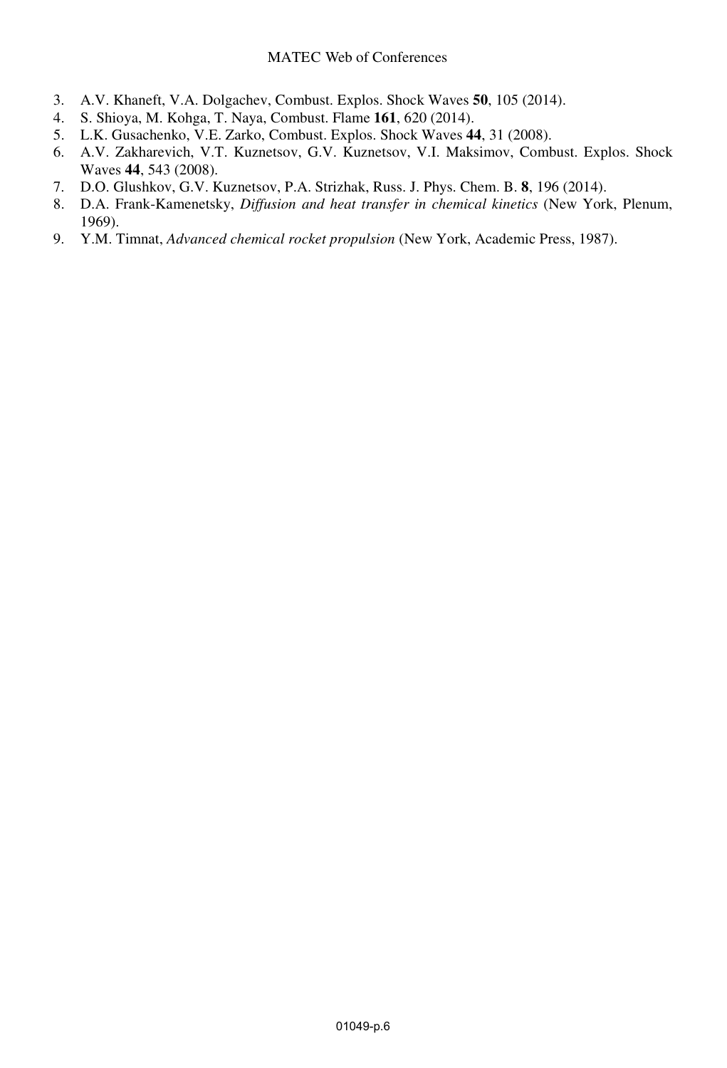3. A.V. Khaneft, V.A. Dolgachev, Combust. Explos. Shock Waves **50**, 105 (2014).
4. S. Shioya, M. Kohga, T. Naya, Combust. Flame **161**, 620 (2014).
5. L.K. Gusachenko, V.E. Zarko, Combust. Explos. Shock Waves **44**, 31 (2008).
6. A.V. Zakharevich, V.T. Kuznetsov, G.V. Kuznetsov, V.I. Maksimov, Combust. Explos. Shock Waves **44**, 543 (2008).
7. D.O. Glushkov, G.V. Kuznetsov, P.A. Strizhak, Russ. J. Phys. Chem. B. **8**, 196 (2014).
8. D.A. Frank-Kamenetsky, *Diffusion and heat transfer in chemical kinetics* (New York, Plenum, 1969).
9. Y.M. Timnat, *Advanced chemical rocket propulsion* (New York, Academic Press, 1987).